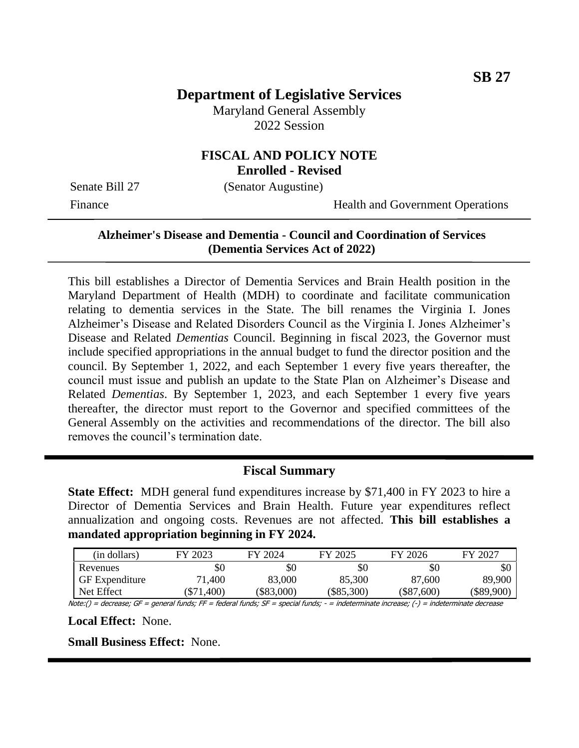SB 27

# Department of Legislative Services

Maryland General Assembly
2022 Session

## FISCAL AND POLICY NOTE
**Enrolled - Revised**

Senate Bill 27 (Senator Augustine)

Finance Health and Government Operations

---

**Alzheimer's Disease and Dementia - Council and Coordination of Services (Dementia Services Act of 2022)**

---

This bill establishes a Director of Dementia Services and Brain Health position in the Maryland Department of Health (MDH) to coordinate and facilitate communication relating to dementia services in the State. The bill renames the Virginia I. Jones Alzheimer's Disease and Related Disorders Council as the Virginia I. Jones Alzheimer's Disease and Related *Dementias* Council. Beginning in fiscal 2023, the Governor must include specified appropriations in the annual budget to fund the director position and the council. By September 1, 2022, and each September 1 every five years thereafter, the council must issue and publish an update to the State Plan on Alzheimer's Disease and Related *Dementias*. By September 1, 2023, and each September 1 every five years thereafter, the director must report to the Governor and specified committees of the General Assembly on the activities and recommendations of the director. The bill also removes the council's termination date.

---

## Fiscal Summary

**State Effect:** MDH general fund expenditures increase by $71,400 in FY 2023 to hire a Director of Dementia Services and Brain Health. Future year expenditures reflect annualization and ongoing costs. Revenues are not affected. **This bill establishes a mandated appropriation beginning in FY 2024.**

| (in dollars) | FY 2023 | FY 2024 | FY 2025 | FY 2026 | FY 2027 |
|---|---|---|---|---|---|
| Revenues | $0 | $0 | $0 | $0 | $0 |
| GF Expenditure | 71,400 | 83,000 | 85,300 | 87,600 | 89,900 |
| Net Effect | ($71,400) | ($83,000) | ($85,300) | ($87,600) | ($89,900) |

Note:() = decrease; GF = general funds; FF = federal funds; SF = special funds; - = indeterminate increase; (-) = indeterminate decrease

**Local Effect:** None.

**Small Business Effect:** None.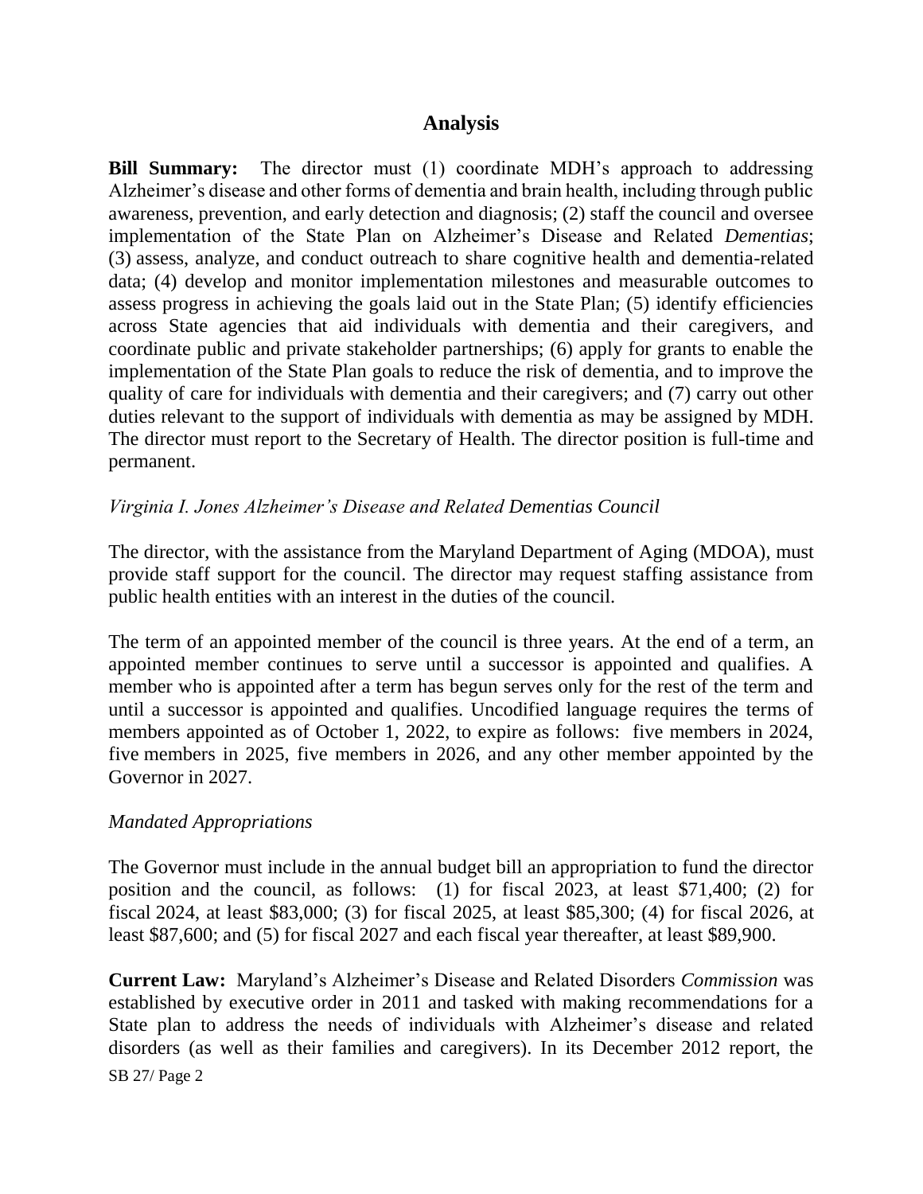## Analysis

**Bill Summary:** The director must (1) coordinate MDH's approach to addressing Alzheimer's disease and other forms of dementia and brain health, including through public awareness, prevention, and early detection and diagnosis; (2) staff the council and oversee implementation of the State Plan on Alzheimer's Disease and Related *Dementias*; (3) assess, analyze, and conduct outreach to share cognitive health and dementia-related data; (4) develop and monitor implementation milestones and measurable outcomes to assess progress in achieving the goals laid out in the State Plan; (5) identify efficiencies across State agencies that aid individuals with dementia and their caregivers, and coordinate public and private stakeholder partnerships; (6) apply for grants to enable the implementation of the State Plan goals to reduce the risk of dementia, and to improve the quality of care for individuals with dementia and their caregivers; and (7) carry out other duties relevant to the support of individuals with dementia as may be assigned by MDH. The director must report to the Secretary of Health. The director position is full-time and permanent.

*Virginia I. Jones Alzheimer's Disease and Related Dementias Council*

The director, with the assistance from the Maryland Department of Aging (MDOA), must provide staff support for the council. The director may request staffing assistance from public health entities with an interest in the duties of the council.

The term of an appointed member of the council is three years. At the end of a term, an appointed member continues to serve until a successor is appointed and qualifies. A member who is appointed after a term has begun serves only for the rest of the term and until a successor is appointed and qualifies. Uncodified language requires the terms of members appointed as of October 1, 2022, to expire as follows: five members in 2024, five members in 2025, five members in 2026, and any other member appointed by the Governor in 2027.

*Mandated Appropriations*

The Governor must include in the annual budget bill an appropriation to fund the director position and the council, as follows: (1) for fiscal 2023, at least $71,400; (2) for fiscal 2024, at least $83,000; (3) for fiscal 2025, at least $85,300; (4) for fiscal 2026, at least $87,600; and (5) for fiscal 2027 and each fiscal year thereafter, at least $89,900.

**Current Law:** Maryland's Alzheimer's Disease and Related Disorders *Commission* was established by executive order in 2011 and tasked with making recommendations for a State plan to address the needs of individuals with Alzheimer's disease and related disorders (as well as their families and caregivers). In its December 2012 report, the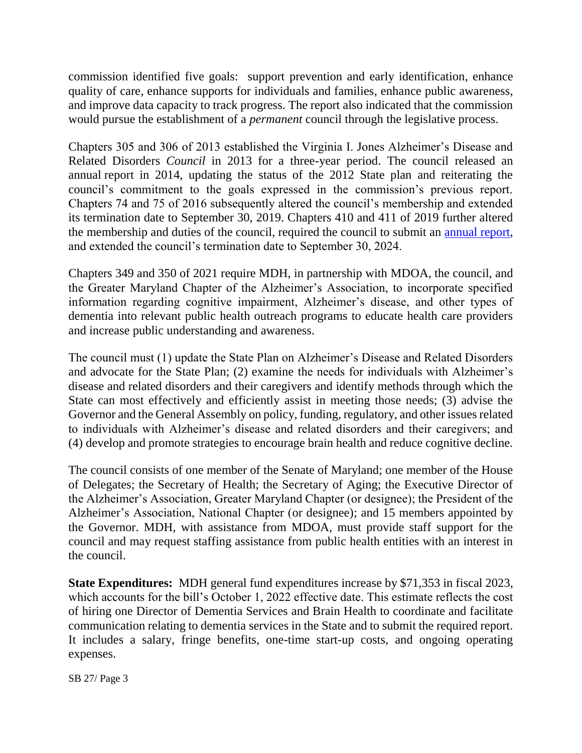commission identified five goals: support prevention and early identification, enhance quality of care, enhance supports for individuals and families, enhance public awareness, and improve data capacity to track progress. The report also indicated that the commission would pursue the establishment of a *permanent* council through the legislative process.

Chapters 305 and 306 of 2013 established the Virginia I. Jones Alzheimer's Disease and Related Disorders *Council* in 2013 for a three-year period. The council released an annual report in 2014, updating the status of the 2012 State plan and reiterating the council's commitment to the goals expressed in the commission's previous report. Chapters 74 and 75 of 2016 subsequently altered the council's membership and extended its termination date to September 30, 2019. Chapters 410 and 411 of 2019 further altered the membership and duties of the council, required the council to submit an [annual report](), and extended the council's termination date to September 30, 2024.

Chapters 349 and 350 of 2021 require MDH, in partnership with MDOA, the council, and the Greater Maryland Chapter of the Alzheimer's Association, to incorporate specified information regarding cognitive impairment, Alzheimer's disease, and other types of dementia into relevant public health outreach programs to educate health care providers and increase public understanding and awareness.

The council must (1) update the State Plan on Alzheimer's Disease and Related Disorders and advocate for the State Plan; (2) examine the needs for individuals with Alzheimer's disease and related disorders and their caregivers and identify methods through which the State can most effectively and efficiently assist in meeting those needs; (3) advise the Governor and the General Assembly on policy, funding, regulatory, and other issues related to individuals with Alzheimer's disease and related disorders and their caregivers; and (4) develop and promote strategies to encourage brain health and reduce cognitive decline.

The council consists of one member of the Senate of Maryland; one member of the House of Delegates; the Secretary of Health; the Secretary of Aging; the Executive Director of the Alzheimer's Association, Greater Maryland Chapter (or designee); the President of the Alzheimer's Association, National Chapter (or designee); and 15 members appointed by the Governor. MDH, with assistance from MDOA, must provide staff support for the council and may request staffing assistance from public health entities with an interest in the council.

**State Expenditures:** MDH general fund expenditures increase by $71,353 in fiscal 2023, which accounts for the bill's October 1, 2022 effective date. This estimate reflects the cost of hiring one Director of Dementia Services and Brain Health to coordinate and facilitate communication relating to dementia services in the State and to submit the required report. It includes a salary, fringe benefits, one-time start-up costs, and ongoing operating expenses.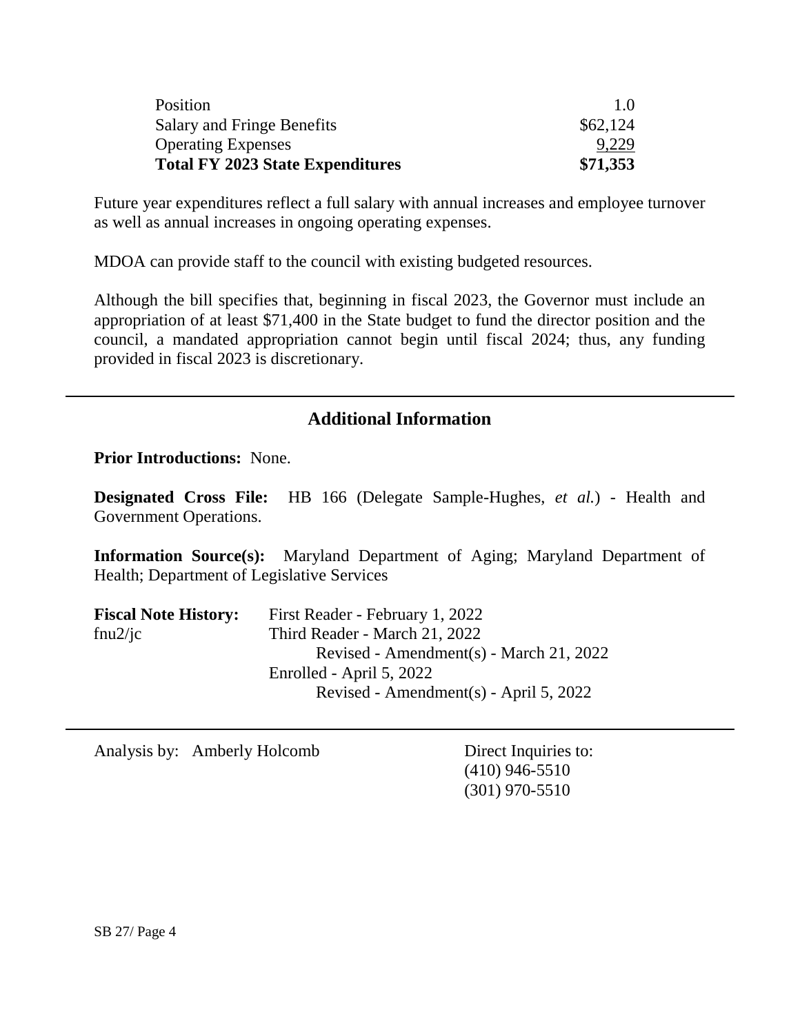| | |
|---|---|
| Position | 1.0 |
| Salary and Fringe Benefits | $62,124 |
| Operating Expenses | 9,229 |
| **Total FY 2023 State Expenditures** | **$71,353** |

Future year expenditures reflect a full salary with annual increases and employee turnover as well as annual increases in ongoing operating expenses.

MDOA can provide staff to the council with existing budgeted resources.

Although the bill specifies that, beginning in fiscal 2023, the Governor must include an appropriation of at least $71,400 in the State budget to fund the director position and the council, a mandated appropriation cannot begin until fiscal 2024; thus, any funding provided in fiscal 2023 is discretionary.

## Additional Information

**Prior Introductions:** None.

**Designated Cross File:** HB 166 (Delegate Sample-Hughes, *et al.*) - Health and Government Operations.

**Information Source(s):** Maryland Department of Aging; Maryland Department of Health; Department of Legislative Services

**Fiscal Note History:** First Reader - February 1, 2022
fnu2/jc Third Reader - March 21, 2022
Revised - Amendment(s) - March 21, 2022
Enrolled - April 5, 2022
Revised - Amendment(s) - April 5, 2022

Analysis by: Amberly Holcomb

Direct Inquiries to:
(410) 946-5510
(301) 970-5510